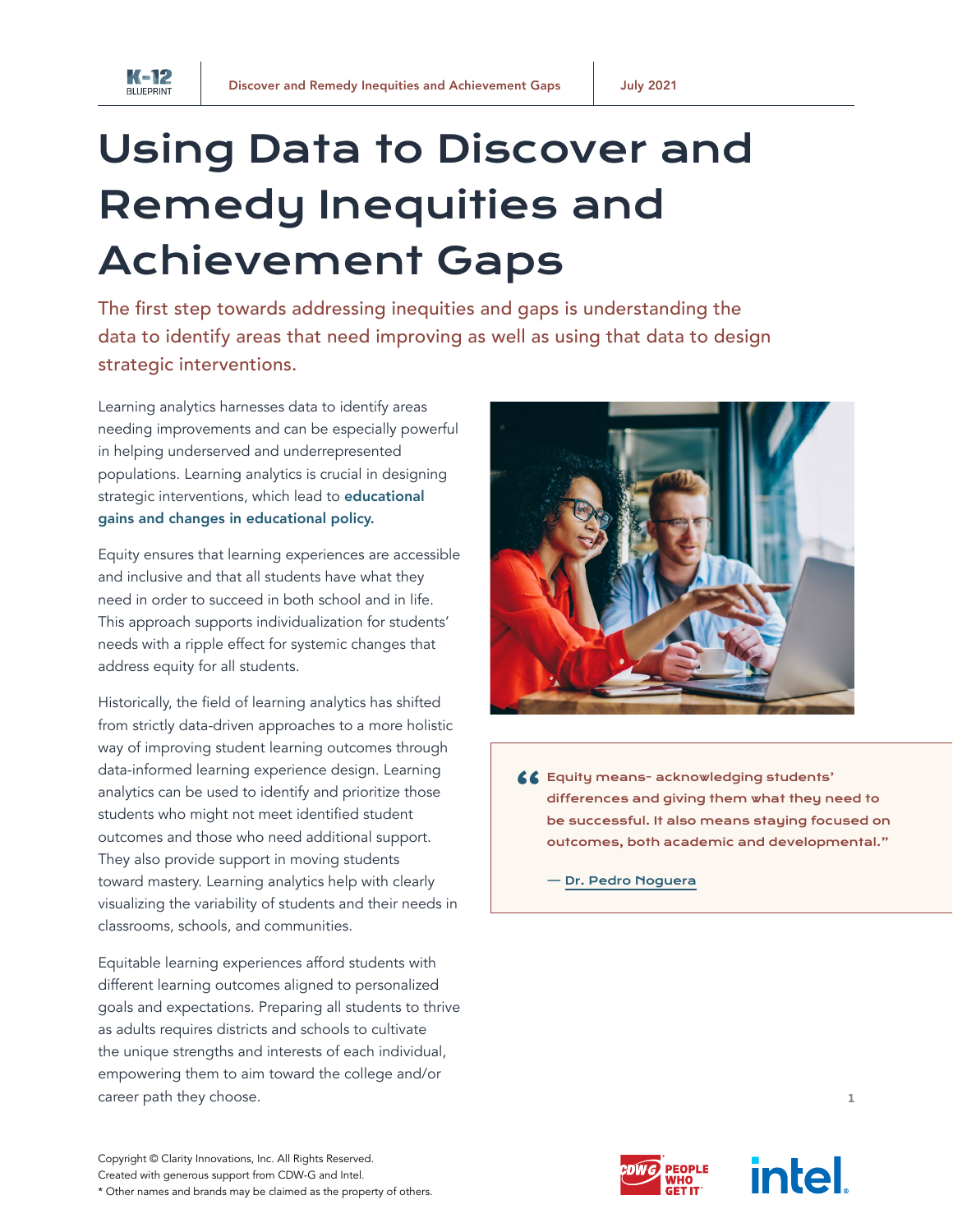# Using Data to Discover and Remedy Inequities and Achievement Gaps

The first step towards addressing inequities and gaps is understanding the data to identify areas that need improving as well as using that data to design strategic interventions.

Learning analytics harnesses data to identify areas needing improvements and can be especially powerful in helping underserved and underrepresented populations. Learning analytics is crucial in designing strategic interventions, which lead to **educational gains and changes in educational policy.**

Equity ensures that learning experiences are accessible and inclusive and that all students have what they need in order to succeed in both school and in life. This approach supports individualization for students' needs with a ripple effect for systemic changes that address equity for all students.

Historically, the field of learning analytics has shifted from strictly data-driven approaches to a more holistic way of improving student learning outcomes through data-informed learning experience design. Learning analytics can be used to identify and prioritize those students who might not meet identified student outcomes and those who need additional support. They also provide support in moving students toward mastery. Learning analytics help with clearly visualizing the variability of students and their needs in classrooms, schools, and communities.

Equitable learning experiences afford students with different learning outcomes aligned to personalized goals and expectations. Preparing all students to thrive as adults requires districts and schools to cultivate the unique strengths and interests of each individual, empowering them to aim toward the college and/or career path they choose.

> "Equity means- acknowledging students' differences and giving them what they need to be successful. It also means staying focused on outcomes, both academic and developmental."
>
> — Dr. Pedro Noguera

Copyright © Clarity Innovations, Inc. All Rights Reserved.
Created with generous support from CDW-G and Intel.
* Other names and brands may be claimed as the property of others.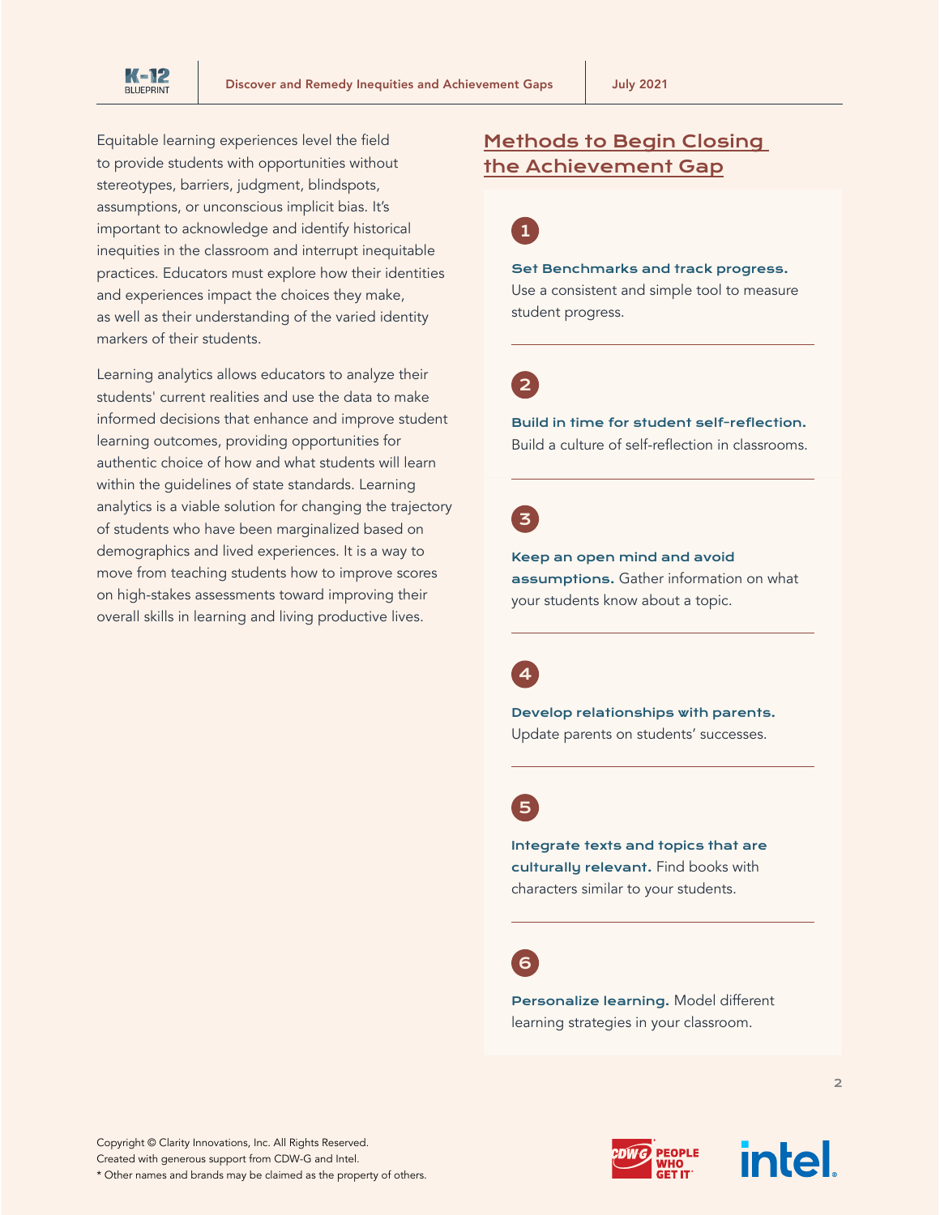Equitable learning experiences level the field to provide students with opportunities without stereotypes, barriers, judgment, blindspots, assumptions, or unconscious implicit bias. It's important to acknowledge and identify historical inequities in the classroom and interrupt inequitable practices. Educators must explore how their identities and experiences impact the choices they make, as well as their understanding of the varied identity markers of their students.

Learning analytics allows educators to analyze their students' current realities and use the data to make informed decisions that enhance and improve student learning outcomes, providing opportunities for authentic choice of how and what students will learn within the guidelines of state standards. Learning analytics is a viable solution for changing the trajectory of students who have been marginalized based on demographics and lived experiences. It is a way to move from teaching students how to improve scores on high-stakes assessments toward improving their overall skills in learning and living productive lives.

## Methods to Begin Closing the Achievement Gap

1. **Set Benchmarks and track progress.** Use a consistent and simple tool to measure student progress.
2. **Build in time for student self-reflection.** Build a culture of self-reflection in classrooms.
3. **Keep an open mind and avoid assumptions.** Gather information on what your students know about a topic.
4. **Develop relationships with parents.** Update parents on students' successes.
5. **Integrate texts and topics that are culturally relevant.** Find books with characters similar to your students.
6. **Personalize learning.** Model different learning strategies in your classroom.

Copyright © Clarity Innovations, Inc. All Rights Reserved.
Created with generous support from CDW-G and Intel.
* Other names and brands may be claimed as the property of others.